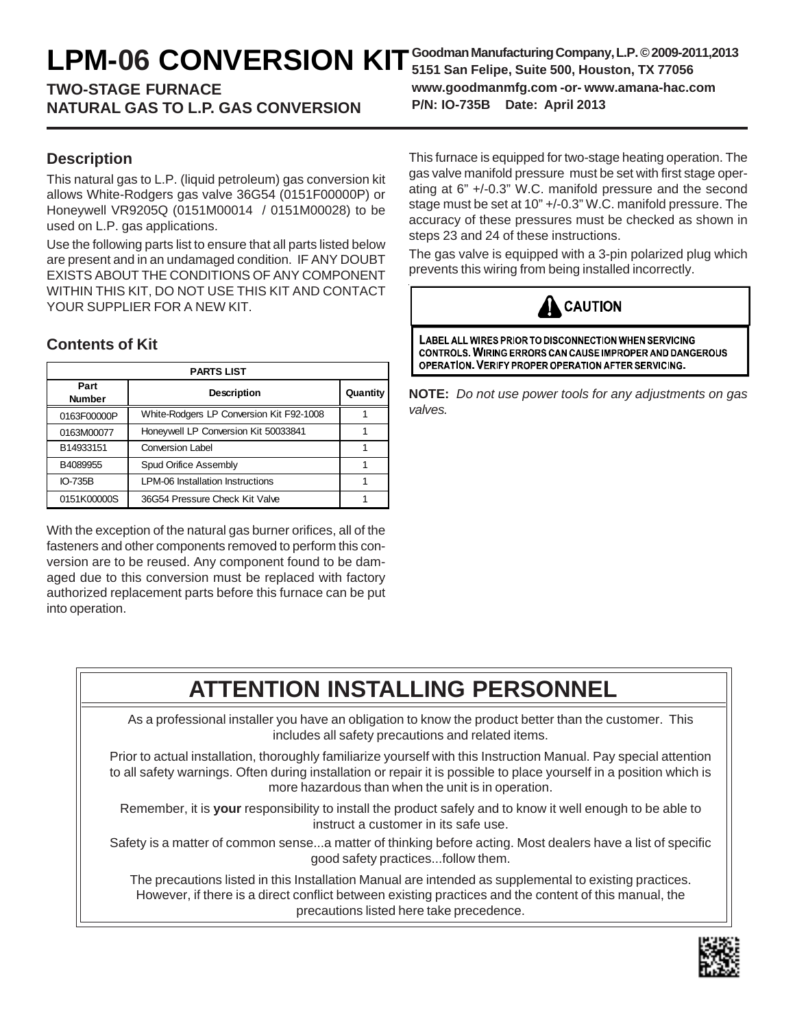# LPM-06 CONVERSION KIT

**TWO-STAGE FURNACE**
**NATURAL GAS TO L.P. GAS CONVERSION**

**Goodman Manufacturing Company, L.P. © 2009-2011,2013**
**5151 San Felipe, Suite 500, Houston, TX 77056**
**www.goodmanmfg.com -or- www.amana-hac.com**
**P/N: IO-735B  Date: April 2013**

## Description

This natural gas to L.P. (liquid petroleum) gas conversion kit allows White-Rodgers gas valve 36G54 (0151F00000P) or Honeywell VR9205Q (0151M00014 / 0151M00028) to be used on L.P. gas applications.

Use the following parts list to ensure that all parts listed below are present and in an undamaged condition. IF ANY DOUBT EXISTS ABOUT THE CONDITIONS OF ANY COMPONENT WITHIN THIS KIT, DO NOT USE THIS KIT AND CONTACT YOUR SUPPLIER FOR A NEW KIT.

## Contents of Kit

| PARTS LIST | | |
|---|---|---|
| Part Number | Description | Quantity |
| 0163F00000P | White-Rodgers LP Conversion Kit F92-1008 | 1 |
| 0163M00077 | Honeywell LP Conversion Kit 50033841 | 1 |
| B14933151 | Conversion Label | 1 |
| B4089955 | Spud Orifice Assembly | 1 |
| IO-735B | LPM-06 Installation Instructions | 1 |
| 0151K00000S | 36G54 Pressure Check Kit Valve | 1 |

With the exception of the natural gas burner orifices, all of the fasteners and other components removed to perform this conversion are to be reused. Any component found to be damaged due to this conversion must be replaced with factory authorized replacement parts before this furnace can be put into operation.

This furnace is equipped for two-stage heating operation. The gas valve manifold pressure must be set with first stage operating at 6" +/-0.3" W.C. manifold pressure and the second stage must be set at 10" +/-0.3" W.C. manifold pressure. The accuracy of these pressures must be checked as shown in steps 23 and 24 of these instructions.

The gas valve is equipped with a 3-pin polarized plug which prevents this wiring from being installed incorrectly.

**CAUTION**

**LABEL ALL WIRES PRIOR TO DISCONNECTION WHEN SERVICING CONTROLS. WIRING ERRORS CAN CAUSE IMPROPER AND DANGEROUS OPERATION. VERIFY PROPER OPERATION AFTER SERVICING.**

**NOTE:** *Do not use power tools for any adjustments on gas valves.*

## ATTENTION INSTALLING PERSONNEL

As a professional installer you have an obligation to know the product better than the customer. This includes all safety precautions and related items.

Prior to actual installation, thoroughly familiarize yourself with this Instruction Manual. Pay special attention to all safety warnings. Often during installation or repair it is possible to place yourself in a position which is more hazardous than when the unit is in operation.

Remember, it is **your** responsibility to install the product safely and to know it well enough to be able to instruct a customer in its safe use.

Safety is a matter of common sense...a matter of thinking before acting. Most dealers have a list of specific good safety practices...follow them.

The precautions listed in this Installation Manual are intended as supplemental to existing practices. However, if there is a direct conflict between existing practices and the content of this manual, the precautions listed here take precedence.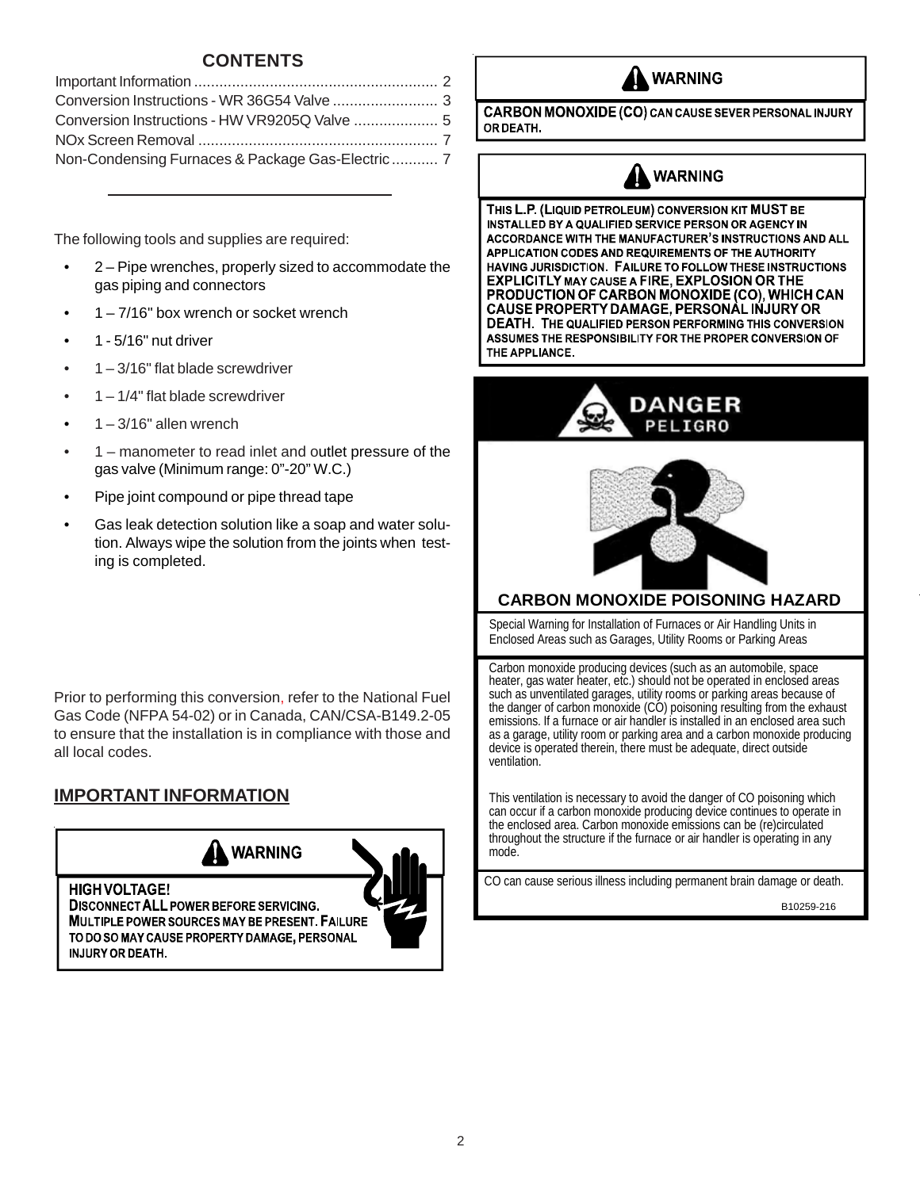## CONTENTS

Important Information .......................................................... 2
Conversion Instructions - WR 36G54 Valve ......................... 3
Conversion Instructions - HW VR9205Q Valve .................... 5
NOx Screen Removal ......................................................... 7
Non-Condensing Furnaces & Package Gas-Electric ........... 7

The following tools and supplies are required:

- 2 – Pipe wrenches, properly sized to accommodate the gas piping and connectors
- 1 – 7/16" box wrench or socket wrench
- 1 - 5/16" nut driver
- 1 – 3/16" flat blade screwdriver
- 1 – 1/4" flat blade screwdriver
- 1 – 3/16" allen wrench
- 1 – manometer to read inlet and outlet pressure of the gas valve (Minimum range: 0”-20” W.C.)
- Pipe joint compound or pipe thread tape
- Gas leak detection solution like a soap and water solution. Always wipe the solution from the joints when testing is completed.

Prior to performing this conversion, refer to the National Fuel Gas Code (NFPA 54-02) or in Canada, CAN/CSA-B149.2-05 to ensure that the installation is in compliance with those and all local codes.

## IMPORTANT INFORMATION

**WARNING**

**HIGH VOLTAGE!**
**DISCONNECT ALL POWER BEFORE SERVICING. MULTIPLE POWER SOURCES MAY BE PRESENT. FAILURE TO DO SO MAY CAUSE PROPERTY DAMAGE, PERSONAL INJURY OR DEATH.**

**WARNING**

**CARBON MONOXIDE (CO) CAN CAUSE SEVER PERSONAL INJURY OR DEATH.**

**WARNING**

**THIS L.P. (LIQUID PETROLEUM) CONVERSION KIT MUST BE INSTALLED BY A QUALIFIED SERVICE PERSON OR AGENCY IN ACCORDANCE WITH THE MANUFACTURER'S INSTRUCTIONS AND ALL APPLICATION CODES AND REQUIREMENTS OF THE AUTHORITY HAVING JURISDICTION. FAILURE TO FOLLOW THESE INSTRUCTIONS EXPLICITLY MAY CAUSE A FIRE, EXPLOSION OR THE PRODUCTION OF CARBON MONOXIDE (CO), WHICH CAN CAUSE PROPERTY DAMAGE, PERSONAL INJURY OR DEATH. THE QUALIFIED PERSON PERFORMING THIS CONVERSION ASSUMES THE RESPONSIBILITY FOR THE PROPER CONVERSION OF THE APPLIANCE.**

**DANGER**
**PELIGRO**

**CARBON MONOXIDE POISONING HAZARD**

Special Warning for Installation of Furnaces or Air Handling Units in Enclosed Areas such as Garages, Utility Rooms or Parking Areas

Carbon monoxide producing devices (such as an automobile, space heater, gas water heater, etc.) should not be operated in enclosed areas such as unventilated garages, utility rooms or parking areas because of the danger of carbon monoxide (CO) poisoning resulting from the exhaust emissions. If a furnace or air handler is installed in an enclosed area such as a garage, utility room or parking area and a carbon monoxide producing device is operated therein, there must be adequate, direct outside ventilation.

This ventilation is necessary to avoid the danger of CO poisoning which can occur if a carbon monoxide producing device continues to operate in the enclosed area. Carbon monoxide emissions can be (re)circulated throughout the structure if the furnace or air handler is operating in any mode.

CO can cause serious illness including permanent brain damage or death.

B10259-216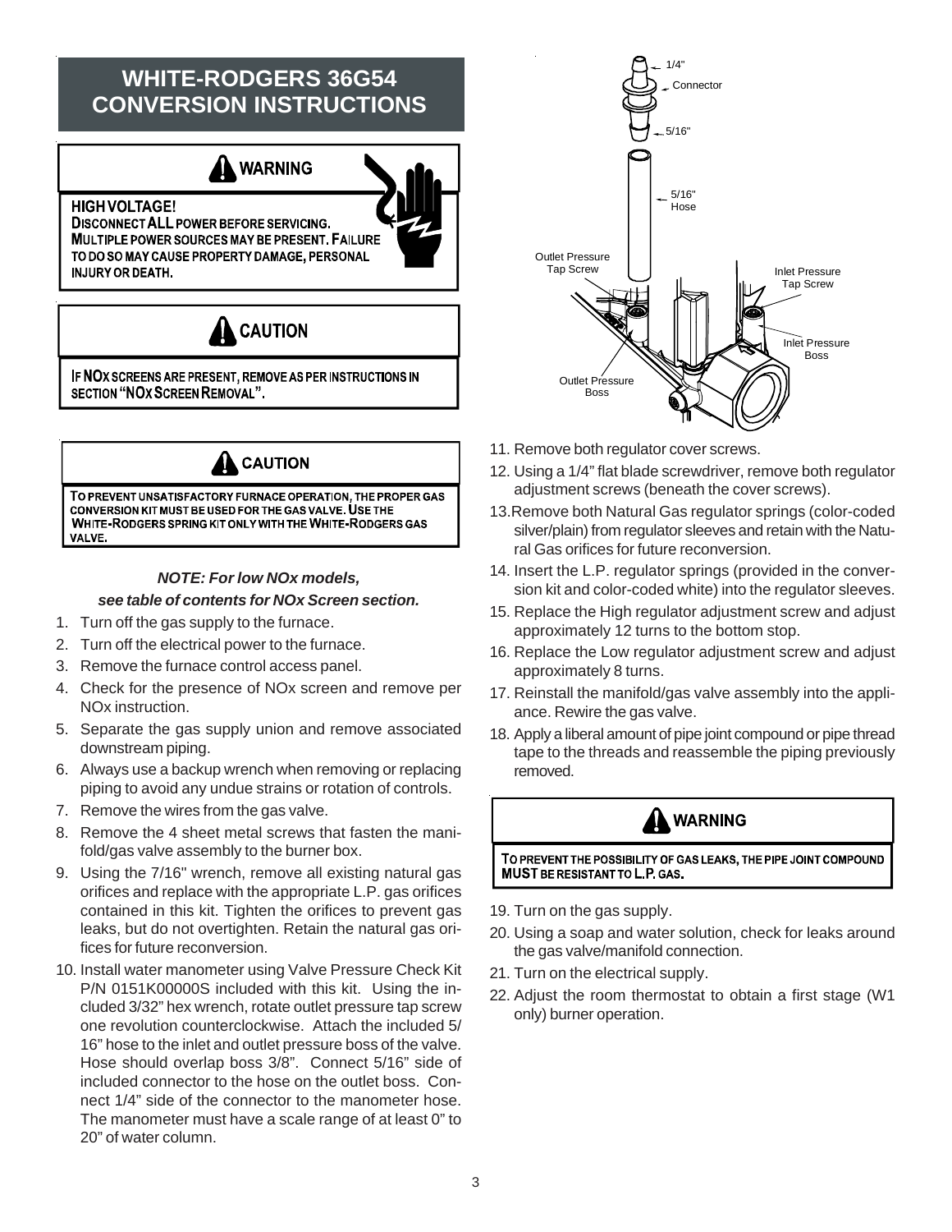# WHITE-RODGERS 36G54 CONVERSION INSTRUCTIONS

**WARNING**

**HIGH VOLTAGE!**
**DISCONNECT ALL POWER BEFORE SERVICING. MULTIPLE POWER SOURCES MAY BE PRESENT. FAILURE TO DO SO MAY CAUSE PROPERTY DAMAGE, PERSONAL INJURY OR DEATH.**

**CAUTION**

**IF NOX SCREENS ARE PRESENT, REMOVE AS PER INSTRUCTIONS IN SECTION "NOX SCREEN REMOVAL".**

**CAUTION**

**TO PREVENT UNSATISFACTORY FURNACE OPERATION, THE PROPER GAS CONVERSION KIT MUST BE USED FOR THE GAS VALVE. USE THE WHITE-RODGERS SPRING KIT ONLY WITH THE WHITE-RODGERS GAS VALVE.**

***NOTE: For low NOx models, see table of contents for NOx Screen section.***

1. Turn off the gas supply to the furnace.
2. Turn off the electrical power to the furnace.
3. Remove the furnace control access panel.
4. Check for the presence of NOx screen and remove per NOx instruction.
5. Separate the gas supply union and remove associated downstream piping.
6. Always use a backup wrench when removing or replacing piping to avoid any undue strains or rotation of controls.
7. Remove the wires from the gas valve.
8. Remove the 4 sheet metal screws that fasten the manifold/gas valve assembly to the burner box.
9. Using the 7/16" wrench, remove all existing natural gas orifices and replace with the appropriate L.P. gas orifices contained in this kit. Tighten the orifices to prevent gas leaks, but do not overtighten. Retain the natural gas orifices for future reconversion.
10. Install water manometer using Valve Pressure Check Kit P/N 0151K00000S included with this kit. Using the included 3/32" hex wrench, rotate outlet pressure tap screw one revolution counterclockwise. Attach the included 5/16" hose to the inlet and outlet pressure boss of the valve. Hose should overlap boss 3/8". Connect 5/16" side of included connector to the hose on the outlet boss. Connect 1/4" side of the connector to the manometer hose. The manometer must have a scale range of at least 0" to 20" of water column.

1/4" Connector
5/16"
5/16" Hose
Outlet Pressure Tap Screw
Inlet Pressure Tap Screw
Inlet Pressure Boss
Outlet Pressure Boss

11. Remove both regulator cover screws.
12. Using a 1/4" flat blade screwdriver, remove both regulator adjustment screws (beneath the cover screws).
13. Remove both Natural Gas regulator springs (color-coded silver/plain) from regulator sleeves and retain with the Natural Gas orifices for future reconversion.
14. Insert the L.P. regulator springs (provided in the conversion kit and color-coded white) into the regulator sleeves.
15. Replace the High regulator adjustment screw and adjust approximately 12 turns to the bottom stop.
16. Replace the Low regulator adjustment screw and adjust approximately 8 turns.
17. Reinstall the manifold/gas valve assembly into the appliance. Rewire the gas valve.
18. Apply a liberal amount of pipe joint compound or pipe thread tape to the threads and reassemble the piping previously removed.

**WARNING**

**TO PREVENT THE POSSIBILITY OF GAS LEAKS, THE PIPE JOINT COMPOUND MUST BE RESISTANT TO L.P. GAS.**

19. Turn on the gas supply.
20. Using a soap and water solution, check for leaks around the gas valve/manifold connection.
21. Turn on the electrical supply.
22. Adjust the room thermostat to obtain a first stage (W1 only) burner operation.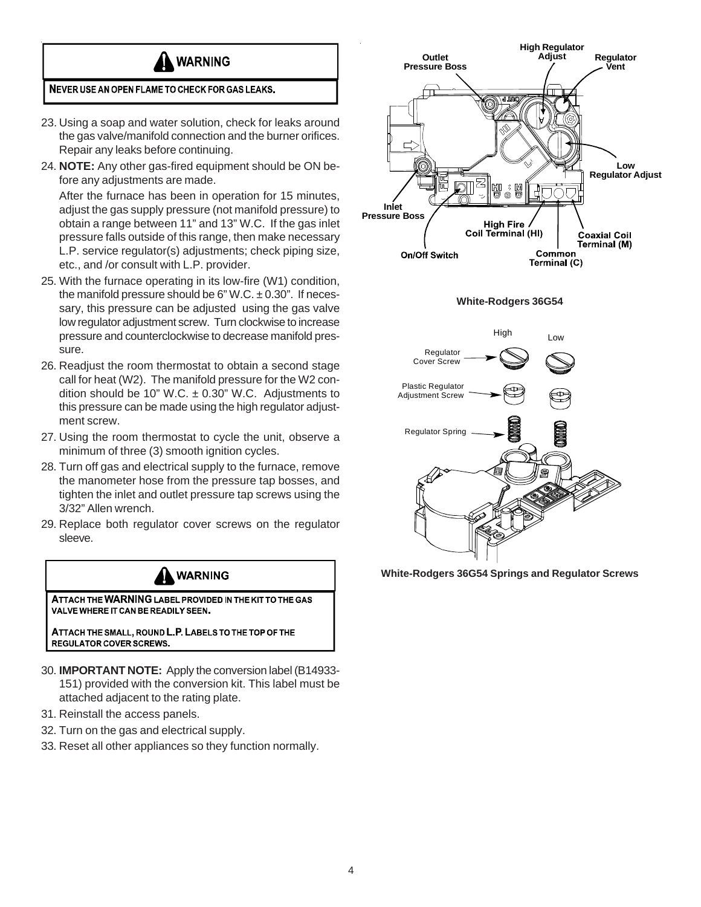**WARNING**

NEVER USE AN OPEN FLAME TO CHECK FOR GAS LEAKS.

23. Using a soap and water solution, check for leaks around the gas valve/manifold connection and the burner orifices. Repair any leaks before continuing.
24. **NOTE:** Any other gas-fired equipment should be ON before any adjustments are made.

    After the furnace has been in operation for 15 minutes, adjust the gas supply pressure (not manifold pressure) to obtain a range between 11" and 13" W.C. If the gas inlet pressure falls outside of this range, then make necessary L.P. service regulator(s) adjustments; check piping size, etc., and /or consult with L.P. provider.
25. With the furnace operating in its low-fire (W1) condition, the manifold pressure should be 6" W.C. ± 0.30". If necessary, this pressure can be adjusted using the gas valve low regulator adjustment screw. Turn clockwise to increase pressure and counterclockwise to decrease manifold pressure.
26. Readjust the room thermostat to obtain a second stage call for heat (W2). The manifold pressure for the W2 condition should be 10" W.C. ± 0.30" W.C. Adjustments to this pressure can be made using the high regulator adjustment screw.
27. Using the room thermostat to cycle the unit, observe a minimum of three (3) smooth ignition cycles.
28. Turn off gas and electrical supply to the furnace, remove the manometer hose from the pressure tap bosses, and tighten the inlet and outlet pressure tap screws using the 3/32" Allen wrench.
29. Replace both regulator cover screws on the regulator sleeve.

**WARNING**

ATTACH THE **WARNING** LABEL PROVIDED IN THE KIT TO THE GAS VALVE WHERE IT CAN BE READILY SEEN.

ATTACH THE SMALL, ROUND L.P. LABELS TO THE TOP OF THE REGULATOR COVER SCREWS.

30. **IMPORTANT NOTE:** Apply the conversion label (B14933-151) provided with the conversion kit. This label must be attached adjacent to the rating plate.
31. Reinstall the access panels.
32. Turn on the gas and electrical supply.
33. Reset all other appliances so they function normally.

Outlet Pressure Boss, High Regulator Adjust, Regulator Vent, Low Regulator Adjust, Inlet Pressure Boss, High Fire Coil Terminal (HI), Coaxial Coil Terminal (M), On/Off Switch, Common Terminal (C)

**White-Rodgers 36G54**

High, Low, Regulator Cover Screw, Plastic Regulator Adjustment Screw, Regulator Spring

**White-Rodgers 36G54 Springs and Regulator Screws**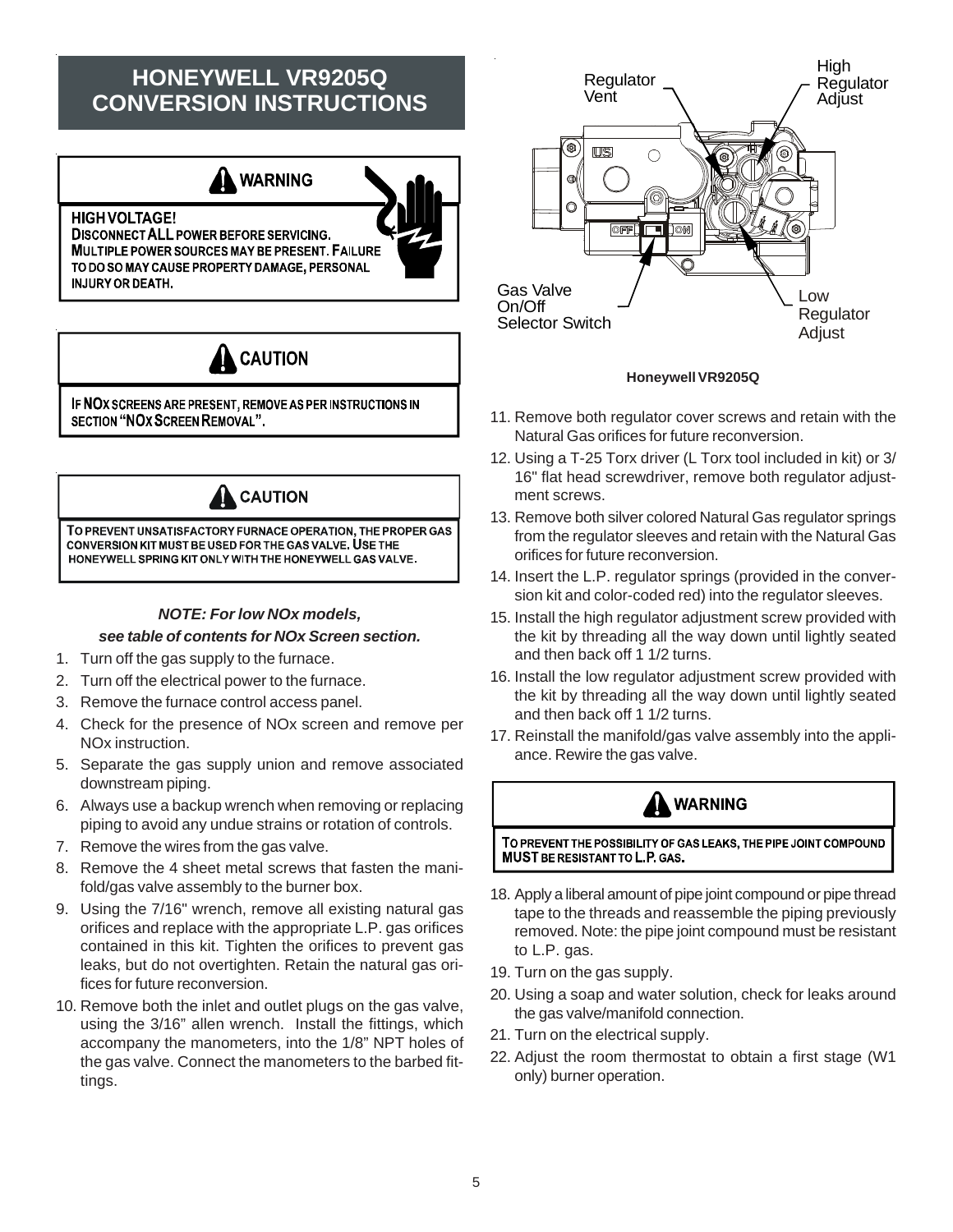## HONEYWELL VR9205Q CONVERSION INSTRUCTIONS

**⚠ WARNING**

**HIGH VOLTAGE!**
**DISCONNECT ALL POWER BEFORE SERVICING. MULTIPLE POWER SOURCES MAY BE PRESENT. FAILURE TO DO SO MAY CAUSE PROPERTY DAMAGE, PERSONAL INJURY OR DEATH.**

**⚠ CAUTION**

**IF NOX SCREENS ARE PRESENT, REMOVE AS PER INSTRUCTIONS IN SECTION "NOX SCREEN REMOVAL".**

**⚠ CAUTION**

**TO PREVENT UNSATISFACTORY FURNACE OPERATION, THE PROPER GAS CONVERSION KIT MUST BE USED FOR THE GAS VALVE. USE THE HONEYWELL SPRING KIT ONLY WITH THE HONEYWELL GAS VALVE.**

***NOTE: For low NOx models, see table of contents for NOx Screen section.***

1. Turn off the gas supply to the furnace.
2. Turn off the electrical power to the furnace.
3. Remove the furnace control access panel.
4. Check for the presence of NOx screen and remove per NOx instruction.
5. Separate the gas supply union and remove associated downstream piping.
6. Always use a backup wrench when removing or replacing piping to avoid any undue strains or rotation of controls.
7. Remove the wires from the gas valve.
8. Remove the 4 sheet metal screws that fasten the manifold/gas valve assembly to the burner box.
9. Using the 7/16" wrench, remove all existing natural gas orifices and replace with the appropriate L.P. gas orifices contained in this kit. Tighten the orifices to prevent gas leaks, but do not overtighten. Retain the natural gas orifices for future reconversion.
10. Remove both the inlet and outlet plugs on the gas valve, using the 3/16" allen wrench. Install the fittings, which accompany the manometers, into the 1/8" NPT holes of the gas valve. Connect the manometers to the barbed fittings.

Regulator Vent — High Regulator Adjust — Gas Valve On/Off Selector Switch — Low Regulator Adjust

**Honeywell VR9205Q**

11. Remove both regulator cover screws and retain with the Natural Gas orifices for future reconversion.
12. Using a T-25 Torx driver (L Torx tool included in kit) or 3/16" flat head screwdriver, remove both regulator adjustment screws.
13. Remove both silver colored Natural Gas regulator springs from the regulator sleeves and retain with the Natural Gas orifices for future reconversion.
14. Insert the L.P. regulator springs (provided in the conversion kit and color-coded red) into the regulator sleeves.
15. Install the high regulator adjustment screw provided with the kit by threading all the way down until lightly seated and then back off 1 1/2 turns.
16. Install the low regulator adjustment screw provided with the kit by threading all the way down until lightly seated and then back off 1 1/2 turns.
17. Reinstall the manifold/gas valve assembly into the appliance. Rewire the gas valve.

**⚠ WARNING**

**TO PREVENT THE POSSIBILITY OF GAS LEAKS, THE PIPE JOINT COMPOUND MUST BE RESISTANT TO L.P. GAS.**

18. Apply a liberal amount of pipe joint compound or pipe thread tape to the threads and reassemble the piping previously removed. Note: the pipe joint compound must be resistant to L.P. gas.
19. Turn on the gas supply.
20. Using a soap and water solution, check for leaks around the gas valve/manifold connection.
21. Turn on the electrical supply.
22. Adjust the room thermostat to obtain a first stage (W1 only) burner operation.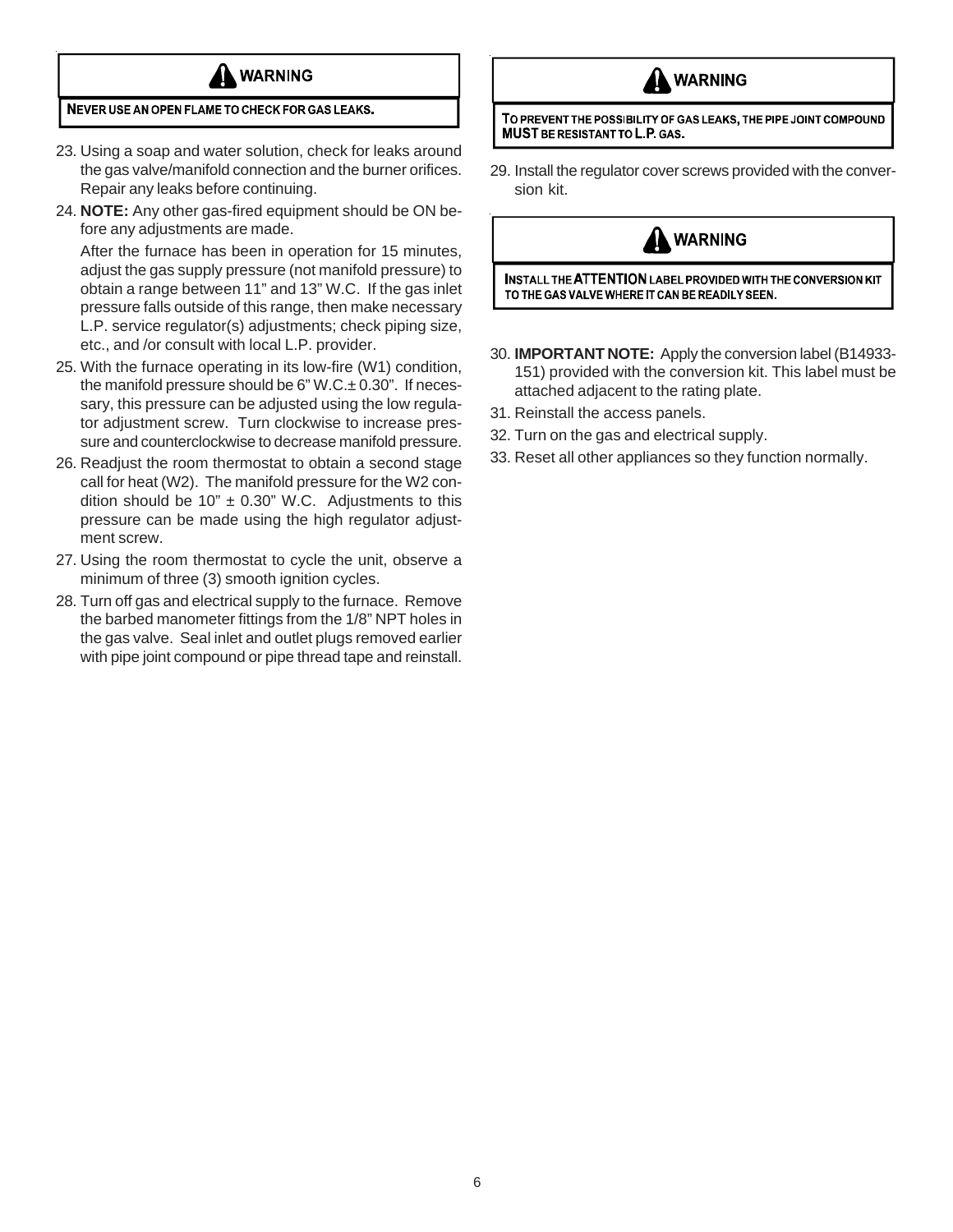**⚠ WARNING**

**NEVER USE AN OPEN FLAME TO CHECK FOR GAS LEAKS.**

23. Using a soap and water solution, check for leaks around the gas valve/manifold connection and the burner orifices. Repair any leaks before continuing.
24. **NOTE:** Any other gas-fired equipment should be ON before any adjustments are made.

    After the furnace has been in operation for 15 minutes, adjust the gas supply pressure (not manifold pressure) to obtain a range between 11" and 13" W.C. If the gas inlet pressure falls outside of this range, then make necessary L.P. service regulator(s) adjustments; check piping size, etc., and /or consult with local L.P. provider.
25. With the furnace operating in its low-fire (W1) condition, the manifold pressure should be 6" W.C.± 0.30". If necessary, this pressure can be adjusted using the low regulator adjustment screw. Turn clockwise to increase pressure and counterclockwise to decrease manifold pressure.
26. Readjust the room thermostat to obtain a second stage call for heat (W2). The manifold pressure for the W2 condition should be 10" ± 0.30" W.C. Adjustments to this pressure can be made using the high regulator adjustment screw.
27. Using the room thermostat to cycle the unit, observe a minimum of three (3) smooth ignition cycles.
28. Turn off gas and electrical supply to the furnace. Remove the barbed manometer fittings from the 1/8" NPT holes in the gas valve. Seal inlet and outlet plugs removed earlier with pipe joint compound or pipe thread tape and reinstall.

**⚠ WARNING**

**TO PREVENT THE POSSIBILITY OF GAS LEAKS, THE PIPE JOINT COMPOUND MUST BE RESISTANT TO L.P. GAS.**

29. Install the regulator cover screws provided with the conversion kit.

**⚠ WARNING**

**INSTALL THE ATTENTION LABEL PROVIDED WITH THE CONVERSION KIT TO THE GAS VALVE WHERE IT CAN BE READILY SEEN.**

30. **IMPORTANT NOTE:** Apply the conversion label (B14933-151) provided with the conversion kit. This label must be attached adjacent to the rating plate.
31. Reinstall the access panels.
32. Turn on the gas and electrical supply.
33. Reset all other appliances so they function normally.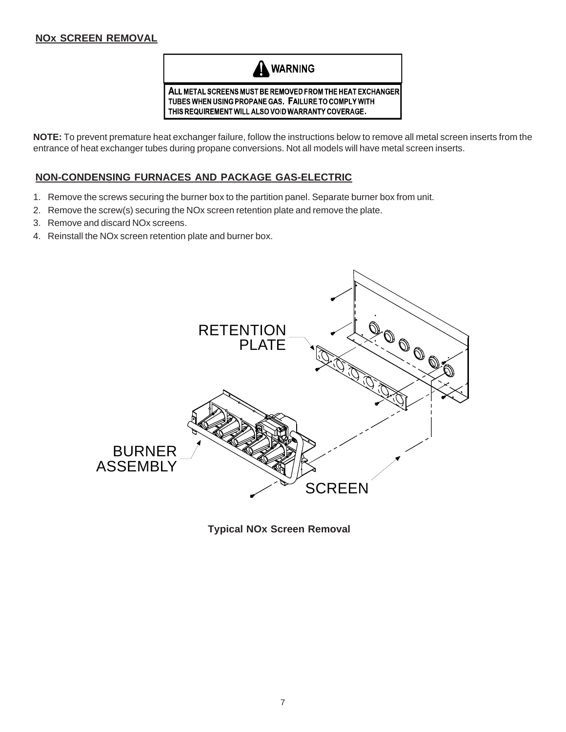## NOx SCREEN REMOVAL

**WARNING**

**ALL METAL SCREENS MUST BE REMOVED FROM THE HEAT EXCHANGER TUBES WHEN USING PROPANE GAS. FAILURE TO COMPLY WITH THIS REQUIREMENT WILL ALSO VOID WARRANTY COVERAGE.**

**NOTE:** To prevent premature heat exchanger failure, follow the instructions below to remove all metal screen inserts from the entrance of heat exchanger tubes during propane conversions. Not all models will have metal screen inserts.

### NON-CONDENSING FURNACES AND PACKAGE GAS-ELECTRIC

1. Remove the screws securing the burner box to the partition panel. Separate burner box from unit.
2. Remove the screw(s) securing the NOx screen retention plate and remove the plate.
3. Remove and discard NOx screens.
4. Reinstall the NOx screen retention plate and burner box.

RETENTION PLATE

BURNER ASSEMBLY

SCREEN

**Typical NOx Screen Removal**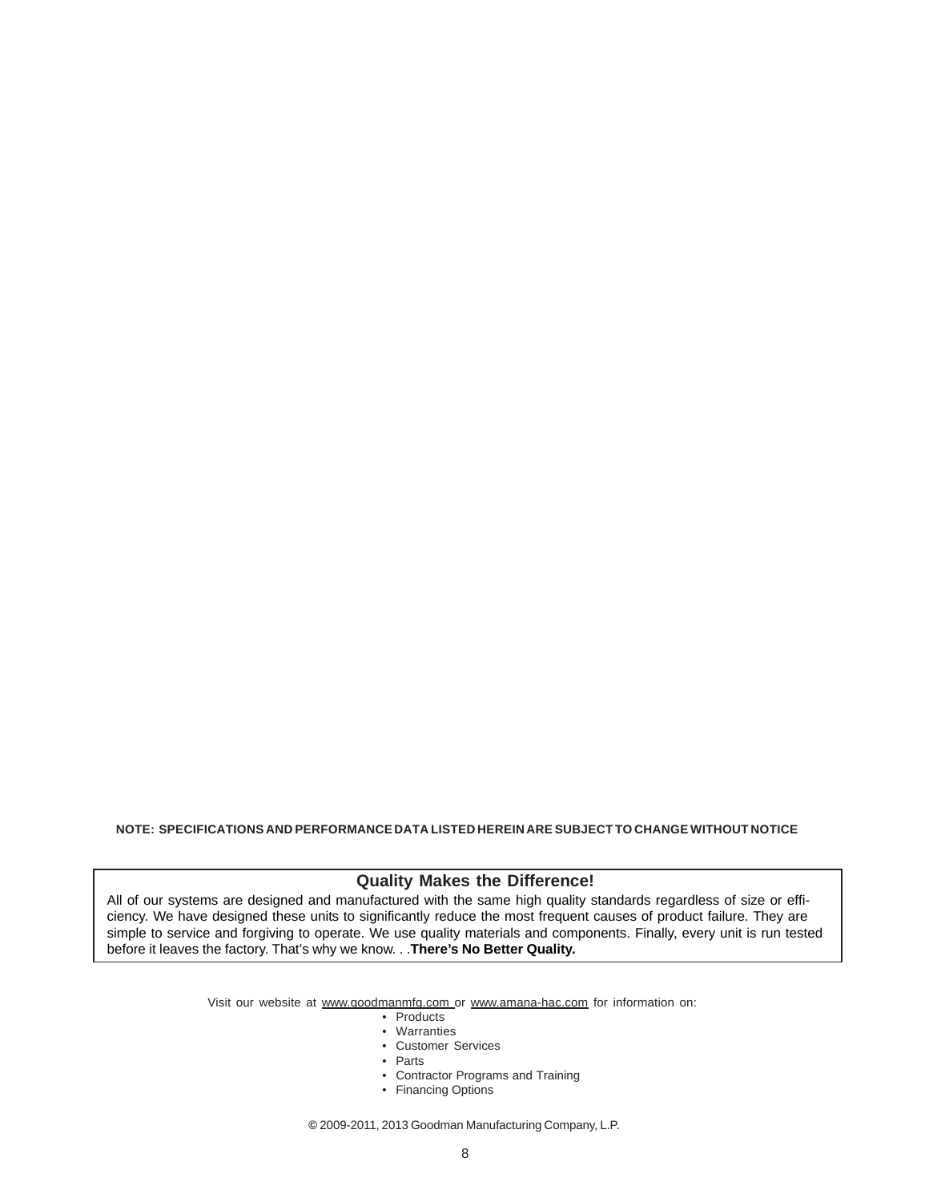**NOTE: SPECIFICATIONS AND PERFORMANCE DATA LISTED HEREIN ARE SUBJECT TO CHANGE WITHOUT NOTICE**

## Quality Makes the Difference!

All of our systems are designed and manufactured with the same high quality standards regardless of size or efficiency. We have designed these units to significantly reduce the most frequent causes of product failure. They are simple to service and forgiving to operate. We use quality materials and components. Finally, every unit is run tested before it leaves the factory. That's why we know. . .**There's No Better Quality.**

Visit our website at www.goodmanmfg.com or www.amana-hac.com for information on:

- Products
- Warranties
- Customer Services
- Parts
- Contractor Programs and Training
- Financing Options

© 2009-2011, 2013 Goodman Manufacturing Company, L.P.